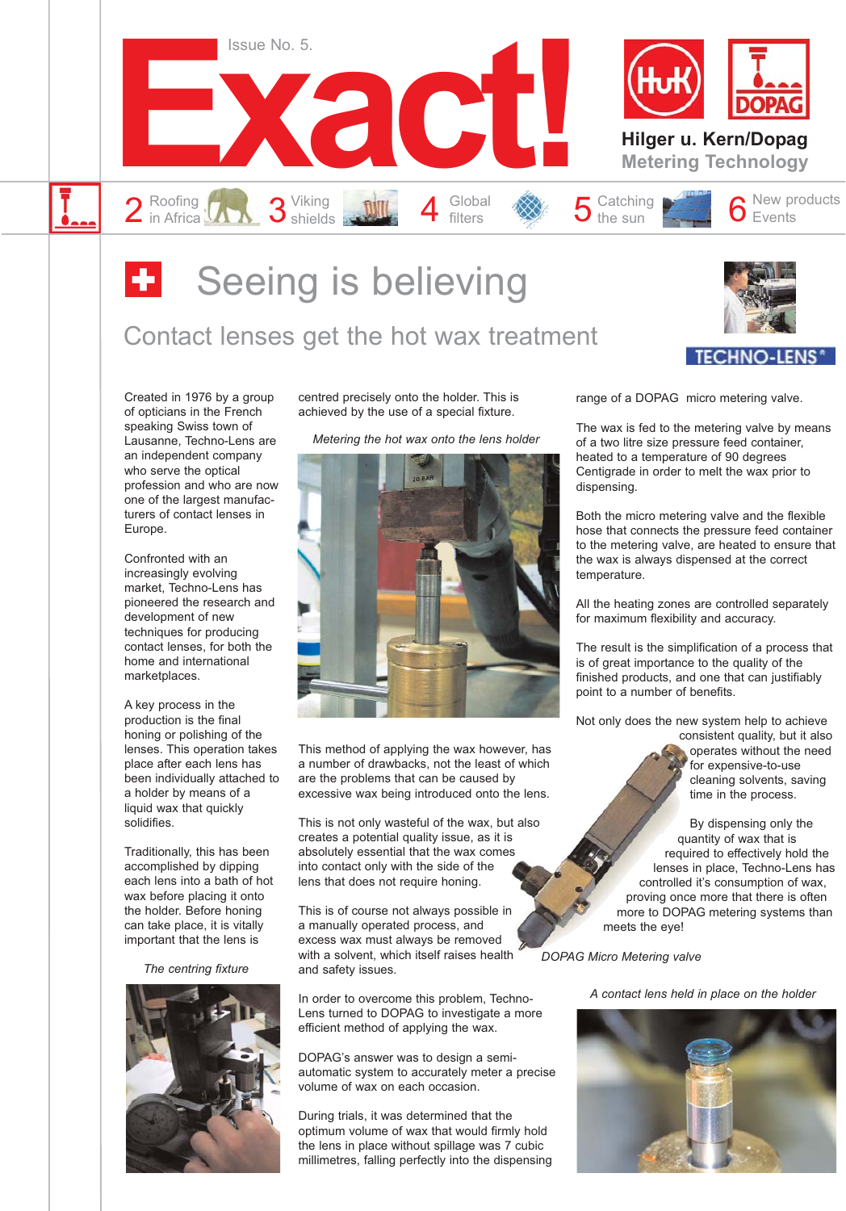# Exact!

Issue No. 5.

**Hilger u. Kern/Dopag**
**Metering Technology**

2 Roofing in Africa | 3 Viking shields | 4 Global filters | 5 Catching the sun | 6 New products Events

# Seeing is believing

## Contact lenses get the hot wax treatment

TECHNO-LENS®

Created in 1976 by a group of opticians in the French speaking Swiss town of Lausanne, Techno-Lens are an independent company who serve the optical profession and who are now one of the largest manufacturers of contact lenses in Europe.

Confronted with an increasingly evolving market, Techno-Lens has pioneered the research and development of new techniques for producing contact lenses, for both the home and international marketplaces.

A key process in the production is the final honing or polishing of the lenses. This operation takes place after each lens has been individually attached to a holder by means of a liquid wax that quickly solidifies.

Traditionally, this has been accomplished by dipping each lens into a bath of hot wax before placing it onto the holder. Before honing can take place, it is vitally important that the lens is centred precisely onto the holder. This is achieved by the use of a special fixture.

*The centring fixture*

*Metering the hot wax onto the lens holder*

This method of applying the wax however, has a number of drawbacks, not the least of which are the problems that can be caused by excessive wax being introduced onto the lens.

This is not only wasteful of the wax, but also creates a potential quality issue, as it is absolutely essential that the wax comes into contact only with the side of the lens that does not require honing.

This is of course not always possible in a manually operated process, and excess wax must always be removed with a solvent, which itself raises health and safety issues.

In order to overcome this problem, Techno-Lens turned to DOPAG to investigate a more efficient method of applying the wax.

DOPAG's answer was to design a semi-automatic system to accurately meter a precise volume of wax on each occasion.

During trials, it was determined that the optimum volume of wax that would firmly hold the lens in place without spillage was 7 cubic millimetres, falling perfectly into the dispensing range of a DOPAG micro metering valve.

The wax is fed to the metering valve by means of a two litre size pressure feed container, heated to a temperature of 90 degrees Centigrade in order to melt the wax prior to dispensing.

Both the micro metering valve and the flexible hose that connects the pressure feed container to the metering valve, are heated to ensure that the wax is always dispensed at the correct temperature.

All the heating zones are controlled separately for maximum flexibility and accuracy.

The result is the simplification of a process that is of great importance to the quality of the finished products, and one that can justifiably point to a number of benefits.

Not only does the new system help to achieve consistent quality, but it also operates without the need for expensive-to-use cleaning solvents, saving time in the process.

By dispensing only the quantity of wax that is required to effectively hold the lenses in place, Techno-Lens has controlled it's consumption of wax, proving once more that there is often more to DOPAG metering systems than meets the eye!

*DOPAG Micro Metering valve*

*A contact lens held in place on the holder*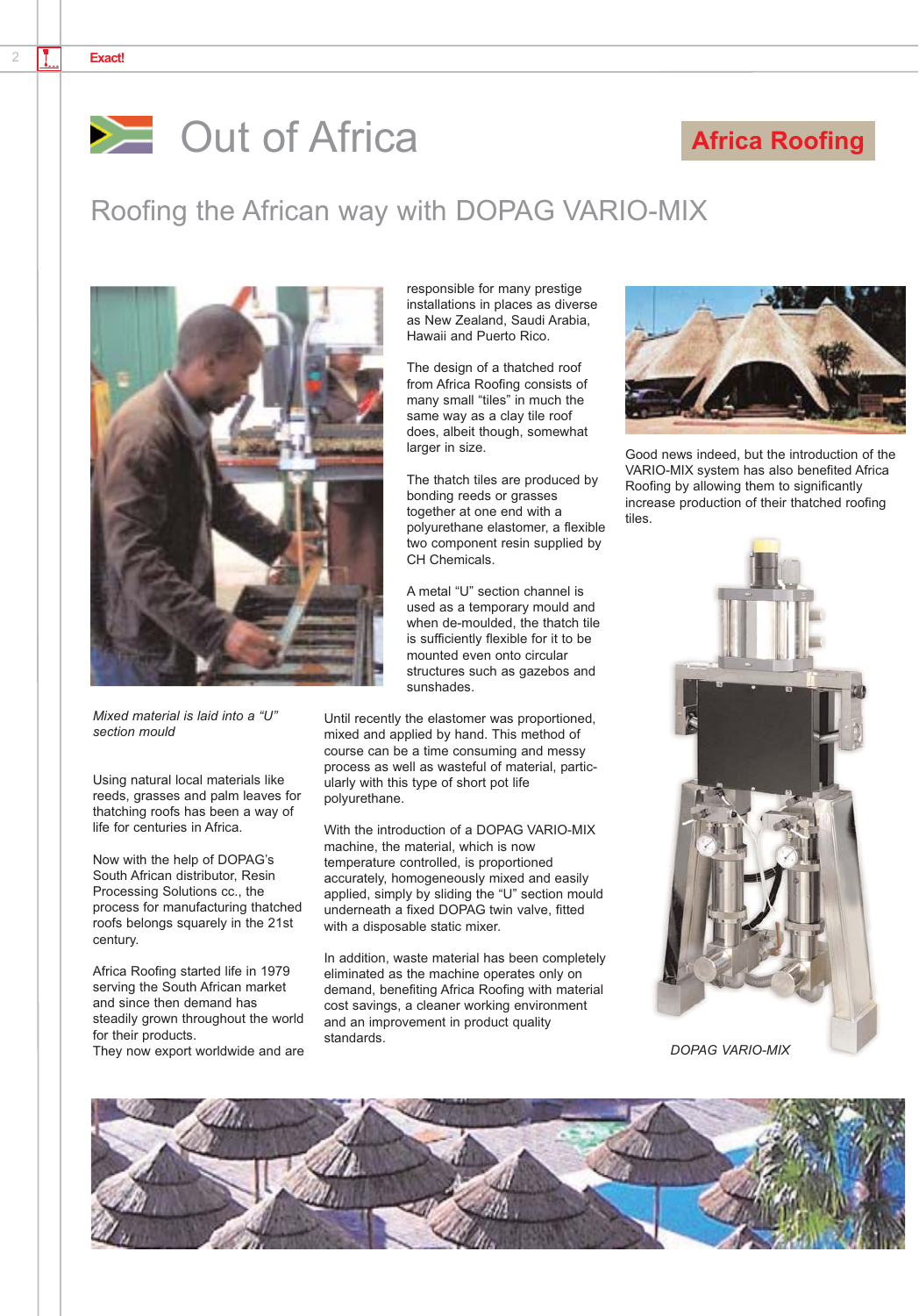# Out of Africa

**Africa Roofing**

## Roofing the African way with DOPAG VARIO-MIX

*Mixed material is laid into a "U" section mould*

Using natural local materials like reeds, grasses and palm leaves for thatching roofs has been a way of life for centuries in Africa.

Now with the help of DOPAG's South African distributor, Resin Processing Solutions cc., the process for manufacturing thatched roofs belongs squarely in the 21st century.

Africa Roofing started life in 1979 serving the South African market and since then demand has steadily grown throughout the world for their products.
They now export worldwide and are responsible for many prestige installations in places as diverse as New Zealand, Saudi Arabia, Hawaii and Puerto Rico.

The design of a thatched roof from Africa Roofing consists of many small "tiles" in much the same way as a clay tile roof does, albeit though, somewhat larger in size.

The thatch tiles are produced by bonding reeds or grasses together at one end with a polyurethane elastomer, a flexible two component resin supplied by CH Chemicals.

A metal "U" section channel is used as a temporary mould and when de-moulded, the thatch tile is sufficiently flexible for it to be mounted even onto circular structures such as gazebos and sunshades.

Until recently the elastomer was proportioned, mixed and applied by hand. This method of course can be a time consuming and messy process as well as wasteful of material, particularly with this type of short pot life polyurethane.

With the introduction of a DOPAG VARIO-MIX machine, the material, which is now temperature controlled, is proportioned accurately, homogeneously mixed and easily applied, simply by sliding the "U" section mould underneath a fixed DOPAG twin valve, fitted with a disposable static mixer.

In addition, waste material has been completely eliminated as the machine operates only on demand, benefiting Africa Roofing with material cost savings, a cleaner working environment and an improvement in product quality standards.

Good news indeed, but the introduction of the VARIO-MIX system has also benefited Africa Roofing by allowing them to significantly increase production of their thatched roofing tiles.

*DOPAG VARIO-MIX*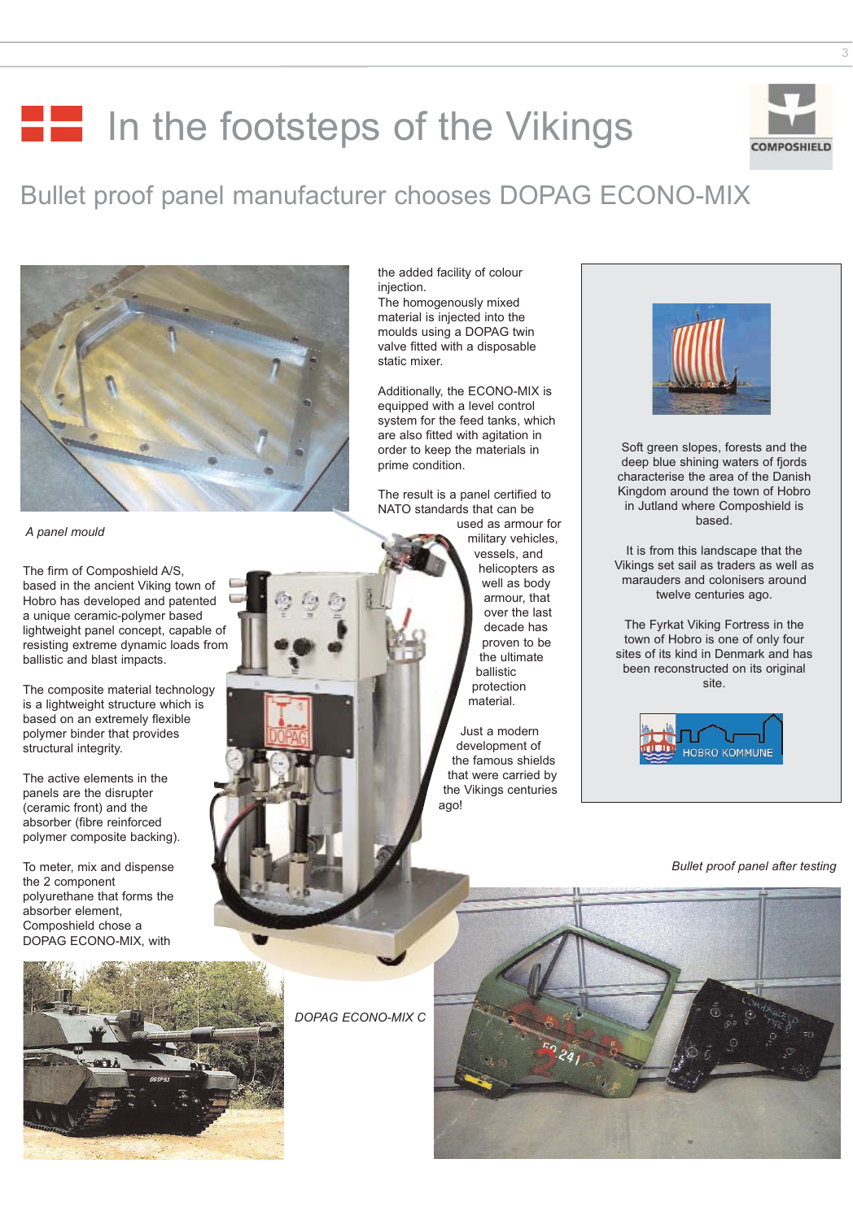# In the footsteps of the Vikings

## Bullet proof panel manufacturer chooses DOPAG ECONO-MIX

*A panel mould*

The firm of Composhield A/S, based in the ancient Viking town of Hobro has developed and patented a unique ceramic-polymer based lightweight panel concept, capable of resisting extreme dynamic loads from ballistic and blast impacts.

The composite material technology is a lightweight structure which is based on an extremely flexible polymer binder that provides structural integrity.

The active elements in the panels are the disrupter (ceramic front) and the absorber (fibre reinforced polymer composite backing).

To meter, mix and dispense the 2 component polyurethane that forms the absorber element, Composhield chose a DOPAG ECONO-MIX, with the added facility of colour injection.

The homogenously mixed material is injected into the moulds using a DOPAG twin valve fitted with a disposable static mixer.

Additionally, the ECONO-MIX is equipped with a level control system for the feed tanks, which are also fitted with agitation in order to keep the materials in prime condition.

The result is a panel certified to NATO standards that can be used as armour for military vehicles, vessels, and helicopters as well as body armour, that over the last decade has proven to be the ultimate ballistic protection material.

Just a modern development of the famous shields that were carried by the Vikings centuries ago!

*DOPAG ECONO-MIX C*

Soft green slopes, forests and the deep blue shining waters of fjords characterise the area of the Danish Kingdom around the town of Hobro in Jutland where Composhield is based.

It is from this landscape that the Vikings set sail as traders as well as marauders and colonisers around twelve centuries ago.

The Fyrkat Viking Fortress in the town of Hobro is one of only four sites of its kind in Denmark and has been reconstructed on its original site.

*Bullet proof panel after testing*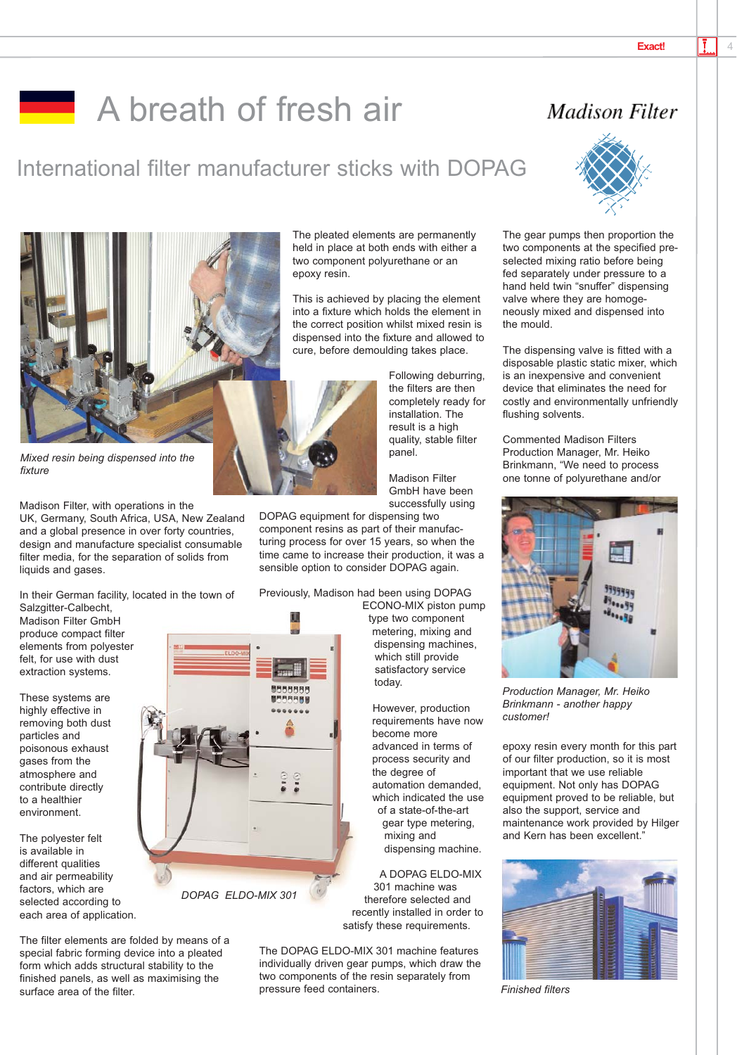# A breath of fresh air

## International filter manufacturer sticks with DOPAG

Madison Filter

*Mixed resin being dispensed into the fixture*

Madison Filter, with operations in the UK, Germany, South Africa, USA, New Zealand and a global presence in over forty countries, design and manufacture specialist consumable filter media, for the separation of solids from liquids and gases.

In their German facility, located in the town of Salzgitter-Calbecht, Madison Filter GmbH produce compact filter elements from polyester felt, for use with dust extraction systems.

These systems are highly effective in removing both dust particles and poisonous exhaust gases from the atmosphere and contribute directly to a healthier environment.

The polyester felt is available in different qualities and air permeability factors, which are selected according to each area of application.

The filter elements are folded by means of a special fabric forming device into a pleated form which adds structural stability to the finished panels, as well as maximising the surface area of the filter.

The pleated elements are permanently held in place at both ends with either a two component polyurethane or an epoxy resin.

This is achieved by placing the element into a fixture which holds the element in the correct position whilst mixed resin is dispensed into the fixture and allowed to cure, before demoulding takes place.

Following deburring, the filters are then completely ready for installation. The result is a high quality, stable filter panel.

Madison Filter GmbH have been successfully using DOPAG equipment for dispensing two component resins as part of their manufacturing process for over 15 years, so when the time came to increase their production, it was a sensible option to consider DOPAG again.

Previously, Madison had been using DOPAG ECONO-MIX piston pump type two component metering, mixing and dispensing machines, which still provide satisfactory service today.

However, production requirements have now become more advanced in terms of process security and the degree of automation demanded, which indicated the use of a state-of-the-art gear type metering, mixing and dispensing machine.

A DOPAG ELDO-MIX 301 machine was therefore selected and recently installed in order to satisfy these requirements.

*DOPAG ELDO-MIX 301*

The DOPAG ELDO-MIX 301 machine features individually driven gear pumps, which draw the two components of the resin separately from pressure feed containers.

The gear pumps then proportion the two components at the specified pre-selected mixing ratio before being fed separately under pressure to a hand held twin "snuffer" dispensing valve where they are homogeneously mixed and dispensed into the mould.

The dispensing valve is fitted with a disposable plastic static mixer, which is an inexpensive and convenient device that eliminates the need for costly and environmentally unfriendly flushing solvents.

Commented Madison Filters Production Manager, Mr. Heiko Brinkmann, "We need to process one tonne of polyurethane and/or epoxy resin every month for this part of our filter production, so it is most important that we use reliable equipment. Not only has DOPAG equipment proved to be reliable, but also the support, service and maintenance work provided by Hilger and Kern has been excellent."

*Production Manager, Mr. Heiko Brinkmann - another happy customer!*

*Finished filters*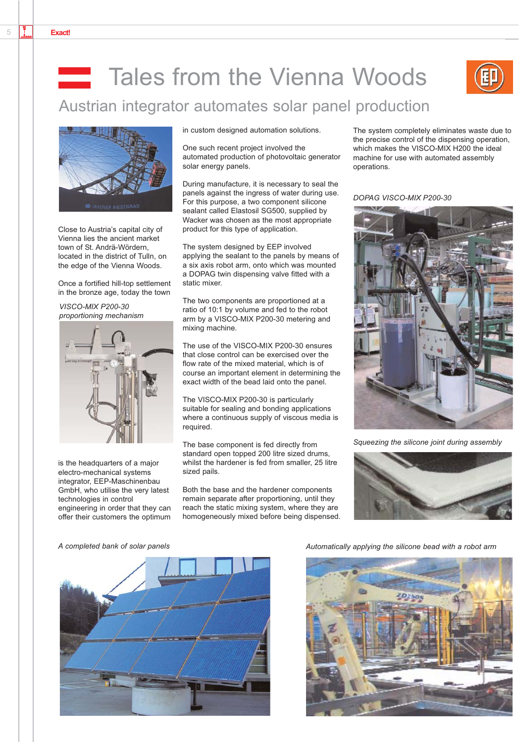# Tales from the Vienna Woods

## Austrian integrator automates solar panel production

Close to Austria's capital city of Vienna lies the ancient market town of St. Andrä-Wördern, located in the district of Tulln, on the edge of the Vienna Woods.

Once a fortified hill-top settlement in the bronze age, today the town is the headquarters of a major electro-mechanical systems integrator, EEP-Maschinenbau GmbH, who utilise the very latest technologies in control engineering in order that they can offer their customers the optimum in custom designed automation solutions.

*VISCO-MIX P200-30 proportioning mechanism*

One such recent project involved the automated production of photovoltaic generator solar energy panels.

During manufacture, it is necessary to seal the panels against the ingress of water during use. For this purpose, a two component silicone sealant called Elastosil SG500, supplied by Wacker was chosen as the most appropriate product for this type of application.

The system designed by EEP involved applying the sealant to the panels by means of a six axis robot arm, onto which was mounted a DOPAG twin dispensing valve fitted with a static mixer.

The two components are proportioned at a ratio of 10:1 by volume and fed to the robot arm by a VISCO-MIX P200-30 metering and mixing machine.

The use of the VISCO-MIX P200-30 ensures that close control can be exercised over the flow rate of the mixed material, which is of course an important element in determining the exact width of the bead laid onto the panel.

The VISCO-MIX P200-30 is particularly suitable for sealing and bonding applications where a continuous supply of viscous media is required.

The base component is fed directly from standard open topped 200 litre sized drums, whilst the hardener is fed from smaller, 25 litre sized pails.

Both the base and the hardener components remain separate after proportioning, until they reach the static mixing system, where they are homogeneously mixed before being dispensed.

The system completely eliminates waste due to the precise control of the dispensing operation, which makes the VISCO-MIX H200 the ideal machine for use with automated assembly operations.

*DOPAG VISCO-MIX P200-30*

*Squeezing the silicone joint during assembly*

*A completed bank of solar panels*

*Automatically applying the silicone bead with a robot arm*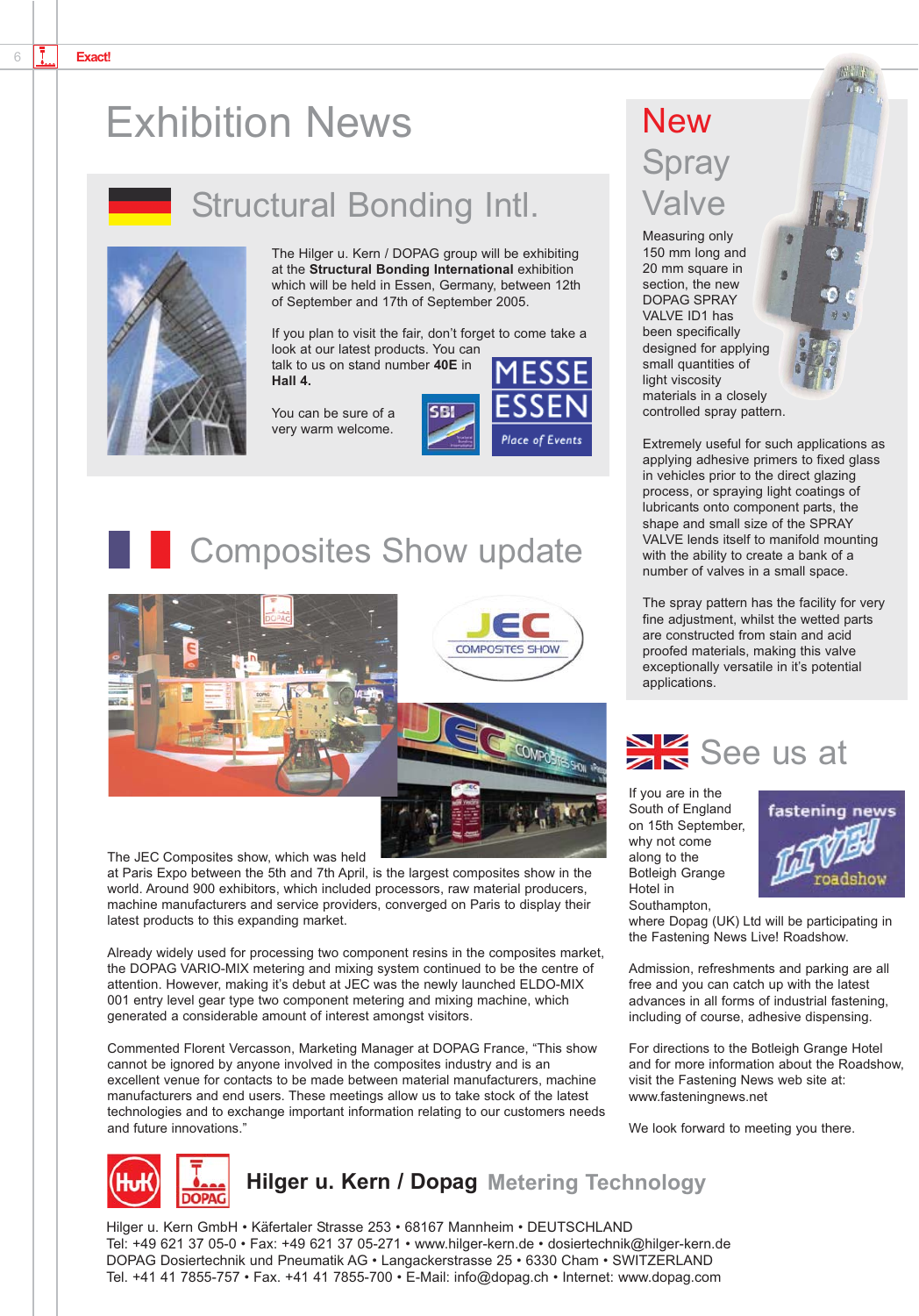# Exhibition News

## Structural Bonding Intl.

The Hilger u. Kern / DOPAG group will be exhibiting at the **Structural Bonding International** exhibition which will be held in Essen, Germany, between 12th of September and 17th of September 2005.

If you plan to visit the fair, don't forget to come take a look at our latest products. You can talk to us on stand number **40E** in **Hall 4.**

You can be sure of a very warm welcome.

## Composites Show update

The JEC Composites show, which was held at Paris Expo between the 5th and 7th April, is the largest composites show in the world. Around 900 exhibitors, which included processors, raw material producers, machine manufacturers and service providers, converged on Paris to display their latest products to this expanding market.

Already widely used for processing two component resins in the composites market, the DOPAG VARIO-MIX metering and mixing system continued to be the centre of attention. However, making it's debut at JEC was the newly launched ELDO-MIX 001 entry level gear type two component metering and mixing machine, which generated a considerable amount of interest amongst visitors.

Commented Florent Vercasson, Marketing Manager at DOPAG France, "This show cannot be ignored by anyone involved in the composites industry and is an excellent venue for contacts to be made between material manufacturers, machine manufacturers and end users. These meetings allow us to take stock of the latest technologies and to exchange important information relating to our customers needs and future innovations."

## New Spray Valve

Measuring only 150 mm long and 20 mm square in section, the new DOPAG SPRAY VALVE ID1 has been specifically designed for applying small quantities of light viscosity materials in a closely controlled spray pattern.

Extremely useful for such applications as applying adhesive primers to fixed glass in vehicles prior to the direct glazing process, or spraying light coatings of lubricants onto component parts, the shape and small size of the SPRAY VALVE lends itself to manifold mounting with the ability to create a bank of a number of valves in a small space.

The spray pattern has the facility for very fine adjustment, whilst the wetted parts are constructed from stain and acid proofed materials, making this valve exceptionally versatile in it's potential applications.

## See us at

If you are in the South of England on 15th September, why not come along to the Botleigh Grange Hotel in Southampton, where Dopag (UK) Ltd will be participating in the Fastening News Live! Roadshow.

Admission, refreshments and parking are all free and you can catch up with the latest advances in all forms of industrial fastening, including of course, adhesive dispensing.

For directions to the Botleigh Grange Hotel and for more information about the Roadshow, visit the Fastening News web site at: www.fasteningnews.net

We look forward to meeting you there.

**Hilger u. Kern / Dopag** Metering Technology

Hilger u. Kern GmbH • Käfertaler Strasse 253 • 68167 Mannheim • DEUTSCHLAND
Tel: +49 621 37 05-0 • Fax: +49 621 37 05-271 • www.hilger-kern.de • dosiertechnik@hilger-kern.de
DOPAG Dosiertechnik und Pneumatik AG • Langackerstrasse 25 • 6330 Cham • SWITZERLAND
Tel. +41 41 7855-757 • Fax. +41 41 7855-700 • E-Mail: info@dopag.ch • Internet: www.dopag.com